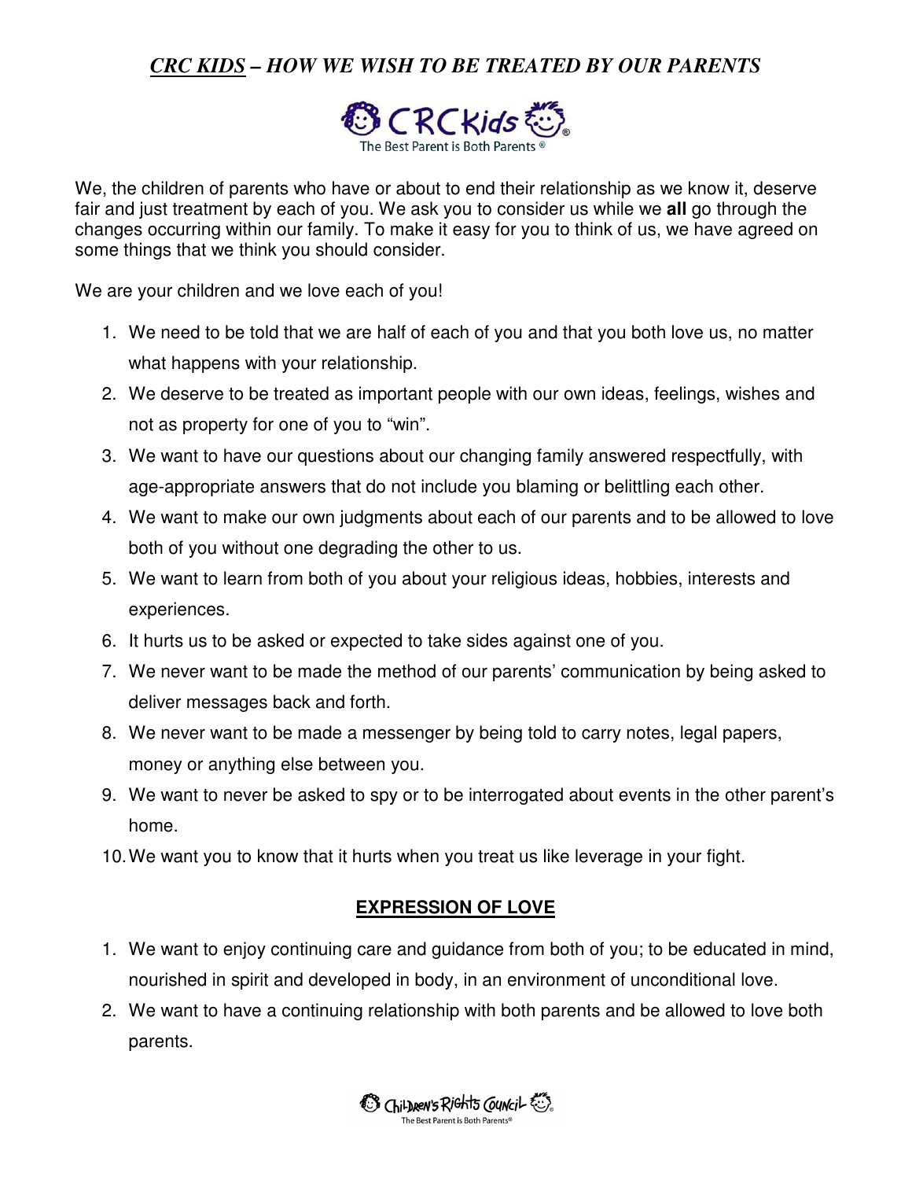# *CRC KIDS – HOW WE WISH TO BE TREATED BY OUR PARENTS*

CRCKids
The Best Parent is Both Parents ®

We, the children of parents who have or about to end their relationship as we know it, deserve fair and just treatment by each of you. We ask you to consider us while we **all** go through the changes occurring within our family. To make it easy for you to think of us, we have agreed on some things that we think you should consider.

We are your children and we love each of you!

1. We need to be told that we are half of each of you and that you both love us, no matter what happens with your relationship.
2. We deserve to be treated as important people with our own ideas, feelings, wishes and not as property for one of you to "win".
3. We want to have our questions about our changing family answered respectfully, with age-appropriate answers that do not include you blaming or belittling each other.
4. We want to make our own judgments about each of our parents and to be allowed to love both of you without one degrading the other to us.
5. We want to learn from both of you about your religious ideas, hobbies, interests and experiences.
6. It hurts us to be asked or expected to take sides against one of you.
7. We never want to be made the method of our parents' communication by being asked to deliver messages back and forth.
8. We never want to be made a messenger by being told to carry notes, legal papers, money or anything else between you.
9. We want to never be asked to spy or to be interrogated about events in the other parent's home.
10. We want you to know that it hurts when you treat us like leverage in your fight.

## EXPRESSION OF LOVE

1. We want to enjoy continuing care and guidance from both of you; to be educated in mind, nourished in spirit and developed in body, in an environment of unconditional love.
2. We want to have a continuing relationship with both parents and be allowed to love both parents.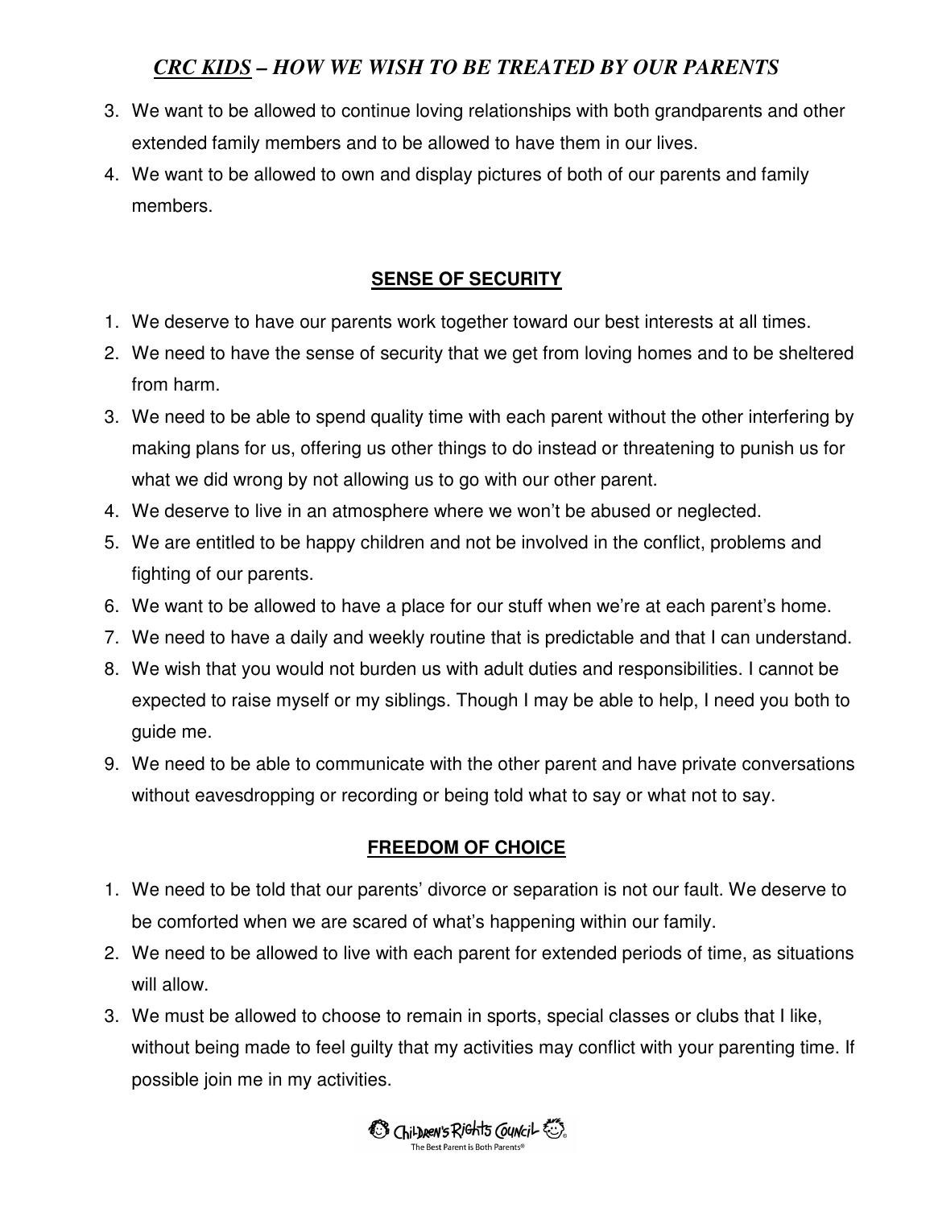3. We want to be allowed to continue loving relationships with both grandparents and other extended family members and to be allowed to have them in our lives.
4. We want to be allowed to own and display pictures of both of our parents and family members.

## SENSE OF SECURITY

1. We deserve to have our parents work together toward our best interests at all times.
2. We need to have the sense of security that we get from loving homes and to be sheltered from harm.
3. We need to be able to spend quality time with each parent without the other interfering by making plans for us, offering us other things to do instead or threatening to punish us for what we did wrong by not allowing us to go with our other parent.
4. We deserve to live in an atmosphere where we won't be abused or neglected.
5. We are entitled to be happy children and not be involved in the conflict, problems and fighting of our parents.
6. We want to be allowed to have a place for our stuff when we're at each parent's home.
7. We need to have a daily and weekly routine that is predictable and that I can understand.
8. We wish that you would not burden us with adult duties and responsibilities. I cannot be expected to raise myself or my siblings. Though I may be able to help, I need you both to guide me.
9. We need to be able to communicate with the other parent and have private conversations without eavesdropping or recording or being told what to say or what not to say.

## FREEDOM OF CHOICE

1. We need to be told that our parents' divorce or separation is not our fault. We deserve to be comforted when we are scared of what's happening within our family.
2. We need to be allowed to live with each parent for extended periods of time, as situations will allow.
3. We must be allowed to choose to remain in sports, special classes or clubs that I like, without being made to feel guilty that my activities may conflict with your parenting time. If possible join me in my activities.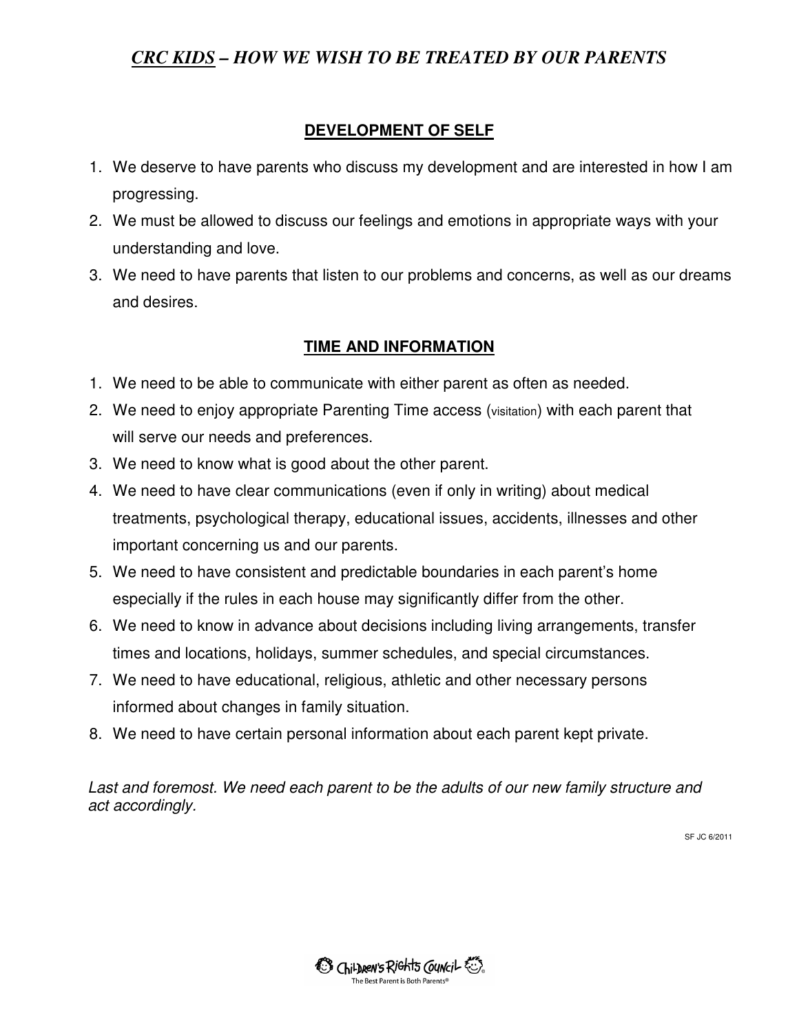# *CRC KIDS – HOW WE WISH TO BE TREATED BY OUR PARENTS*

## DEVELOPMENT OF SELF

1. We deserve to have parents who discuss my development and are interested in how I am progressing.
2. We must be allowed to discuss our feelings and emotions in appropriate ways with your understanding and love.
3. We need to have parents that listen to our problems and concerns, as well as our dreams and desires.

## TIME AND INFORMATION

1. We need to be able to communicate with either parent as often as needed.
2. We need to enjoy appropriate Parenting Time access (visitation) with each parent that will serve our needs and preferences.
3. We need to know what is good about the other parent.
4. We need to have clear communications (even if only in writing) about medical treatments, psychological therapy, educational issues, accidents, illnesses and other important concerning us and our parents.
5. We need to have consistent and predictable boundaries in each parent's home especially if the rules in each house may significantly differ from the other.
6. We need to know in advance about decisions including living arrangements, transfer times and locations, holidays, summer schedules, and special circumstances.
7. We need to have educational, religious, athletic and other necessary persons informed about changes in family situation.
8. We need to have certain personal information about each parent kept private.

*Last and foremost. We need each parent to be the adults of our new family structure and act accordingly.*

SF JC 6/2011

Children's Rights Council
The Best Parent is Both Parents®